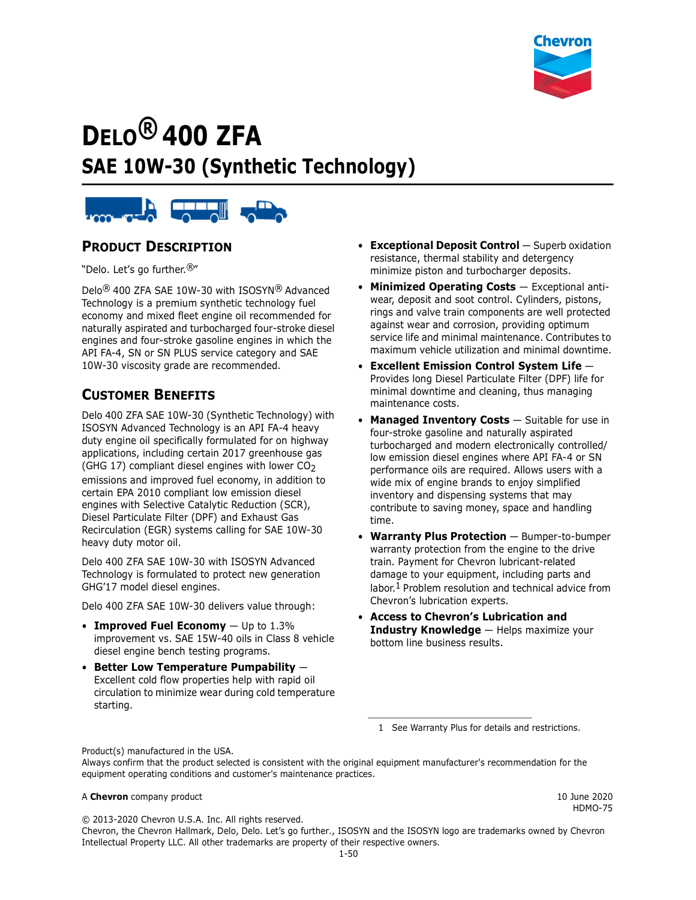# DELO® 400 ZFA

## SAE 10W-30 (Synthetic Technology)

## PRODUCT DESCRIPTION

"Delo. Let's go further.®"

Delo® 400 ZFA SAE 10W-30 with ISOSYN® Advanced Technology is a premium synthetic technology fuel economy and mixed fleet engine oil recommended for naturally aspirated and turbocharged four-stroke diesel engines and four-stroke gasoline engines in which the API FA-4, SN or SN PLUS service category and SAE 10W-30 viscosity grade are recommended.

## CUSTOMER BENEFITS

Delo 400 ZFA SAE 10W-30 (Synthetic Technology) with ISOSYN Advanced Technology is an API FA-4 heavy duty engine oil specifically formulated for on highway applications, including certain 2017 greenhouse gas (GHG 17) compliant diesel engines with lower $CO_2$ emissions and improved fuel economy, in addition to certain EPA 2010 compliant low emission diesel engines with Selective Catalytic Reduction (SCR), Diesel Particulate Filter (DPF) and Exhaust Gas Recirculation (EGR) systems calling for SAE 10W-30 heavy duty motor oil.

Delo 400 ZFA SAE 10W-30 with ISOSYN Advanced Technology is formulated to protect new generation GHG'17 model diesel engines.

Delo 400 ZFA SAE 10W-30 delivers value through:

- **Improved Fuel Economy** — Up to 1.3% improvement vs. SAE 15W-40 oils in Class 8 vehicle diesel engine bench testing programs.
- **Better Low Temperature Pumpability** — Excellent cold flow properties help with rapid oil circulation to minimize wear during cold temperature starting.
- **Exceptional Deposit Control** — Superb oxidation resistance, thermal stability and detergency minimize piston and turbocharger deposits.
- **Minimized Operating Costs** — Exceptional anti-wear, deposit and soot control. Cylinders, pistons, rings and valve train components are well protected against wear and corrosion, providing optimum service life and minimal maintenance. Contributes to maximum vehicle utilization and minimal downtime.
- **Excellent Emission Control System Life** — Provides long Diesel Particulate Filter (DPF) life for minimal downtime and cleaning, thus managing maintenance costs.
- **Managed Inventory Costs** — Suitable for use in four-stroke gasoline and naturally aspirated turbocharged and modern electronically controlled/ low emission diesel engines where API FA-4 or SN performance oils are required. Allows users with a wide mix of engine brands to enjoy simplified inventory and dispensing systems that may contribute to saving money, space and handling time.
- **Warranty Plus Protection** — Bumper-to-bumper warranty protection from the engine to the drive train. Payment for Chevron lubricant-related damage to your equipment, including parts and labor.[1] Problem resolution and technical advice from Chevron's lubrication experts.
- **Access to Chevron's Lubrication and Industry Knowledge** — Helps maximize your bottom line business results.

1 See Warranty Plus for details and restrictions.

Product(s) manufactured in the USA.
Always confirm that the product selected is consistent with the original equipment manufacturer's recommendation for the equipment operating conditions and customer's maintenance practices.

A **Chevron** company product

10 June 2020
HDMO-75

© 2013-2020 Chevron U.S.A. Inc. All rights reserved.
Chevron, the Chevron Hallmark, Delo, Delo. Let's go further., ISOSYN and the ISOSYN logo are trademarks owned by Chevron Intellectual Property LLC. All other trademarks are property of their respective owners.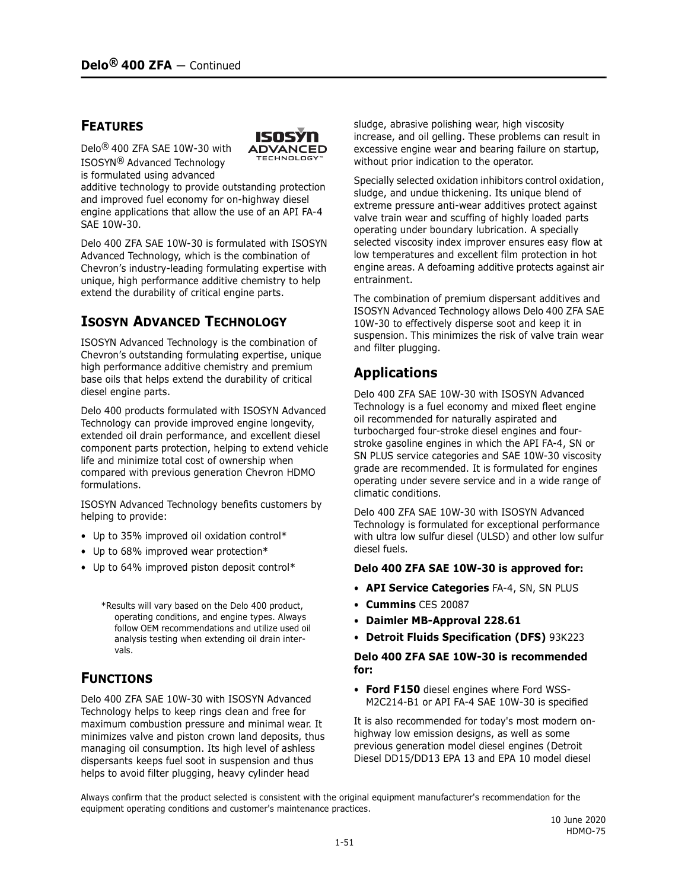## Delo® 400 ZFA — Continued

## FEATURES

Delo® 400 ZFA SAE 10W-30 with ISOSYN® Advanced Technology is formulated using advanced additive technology to provide outstanding protection and improved fuel economy for on-highway diesel engine applications that allow the use of an API FA-4 SAE 10W-30.

Delo 400 ZFA SAE 10W-30 is formulated with ISOSYN Advanced Technology, which is the combination of Chevron's industry-leading formulating expertise with unique, high performance additive chemistry to help extend the durability of critical engine parts.

## ISOSYN ADVANCED TECHNOLOGY

ISOSYN Advanced Technology is the combination of Chevron's outstanding formulating expertise, unique high performance additive chemistry and premium base oils that helps extend the durability of critical diesel engine parts.

Delo 400 products formulated with ISOSYN Advanced Technology can provide improved engine longevity, extended oil drain performance, and excellent diesel component parts protection, helping to extend vehicle life and minimize total cost of ownership when compared with previous generation Chevron HDMO formulations.

ISOSYN Advanced Technology benefits customers by helping to provide:

- Up to 35% improved oil oxidation control*
- Up to 68% improved wear protection*
- Up to 64% improved piston deposit control*

*Results will vary based on the Delo 400 product, operating conditions, and engine types. Always follow OEM recommendations and utilize used oil analysis testing when extending oil drain intervals.

## FUNCTIONS

Delo 400 ZFA SAE 10W-30 with ISOSYN Advanced Technology helps to keep rings clean and free for maximum combustion pressure and minimal wear. It minimizes valve and piston crown land deposits, thus managing oil consumption. Its high level of ashless dispersants keeps fuel soot in suspension and thus helps to avoid filter plugging, heavy cylinder head sludge, abrasive polishing wear, high viscosity increase, and oil gelling. These problems can result in excessive engine wear and bearing failure on startup, without prior indication to the operator.

Specially selected oxidation inhibitors control oxidation, sludge, and undue thickening. Its unique blend of extreme pressure anti-wear additives protect against valve train wear and scuffing of highly loaded parts operating under boundary lubrication. A specially selected viscosity index improver ensures easy flow at low temperatures and excellent film protection in hot engine areas. A defoaming additive protects against air entrainment.

The combination of premium dispersant additives and ISOSYN Advanced Technology allows Delo 400 ZFA SAE 10W-30 to effectively disperse soot and keep it in suspension. This minimizes the risk of valve train wear and filter plugging.

## Applications

Delo 400 ZFA SAE 10W-30 with ISOSYN Advanced Technology is a fuel economy and mixed fleet engine oil recommended for naturally aspirated and turbocharged four-stroke diesel engines and four-stroke gasoline engines in which the API FA-4, SN or SN PLUS service categories and SAE 10W-30 viscosity grade are recommended. It is formulated for engines operating under severe service and in a wide range of climatic conditions.

Delo 400 ZFA SAE 10W-30 with ISOSYN Advanced Technology is formulated for exceptional performance with ultra low sulfur diesel (ULSD) and other low sulfur diesel fuels.

**Delo 400 ZFA SAE 10W-30 is approved for:**

- **API Service Categories** FA-4, SN, SN PLUS
- **Cummins** CES 20087
- **Daimler MB-Approval 228.61**
- **Detroit Fluids Specification (DFS)** 93K223

**Delo 400 ZFA SAE 10W-30 is recommended for:**

- **Ford F150** diesel engines where Ford WSS-M2C214-B1 or API FA-4 SAE 10W-30 is specified

It is also recommended for today's most modern on-highway low emission designs, as well as some previous generation model diesel engines (Detroit Diesel DD15/DD13 EPA 13 and EPA 10 model diesel

Always confirm that the product selected is consistent with the original equipment manufacturer's recommendation for the equipment operating conditions and customer's maintenance practices.

10 June 2020
HDMO-75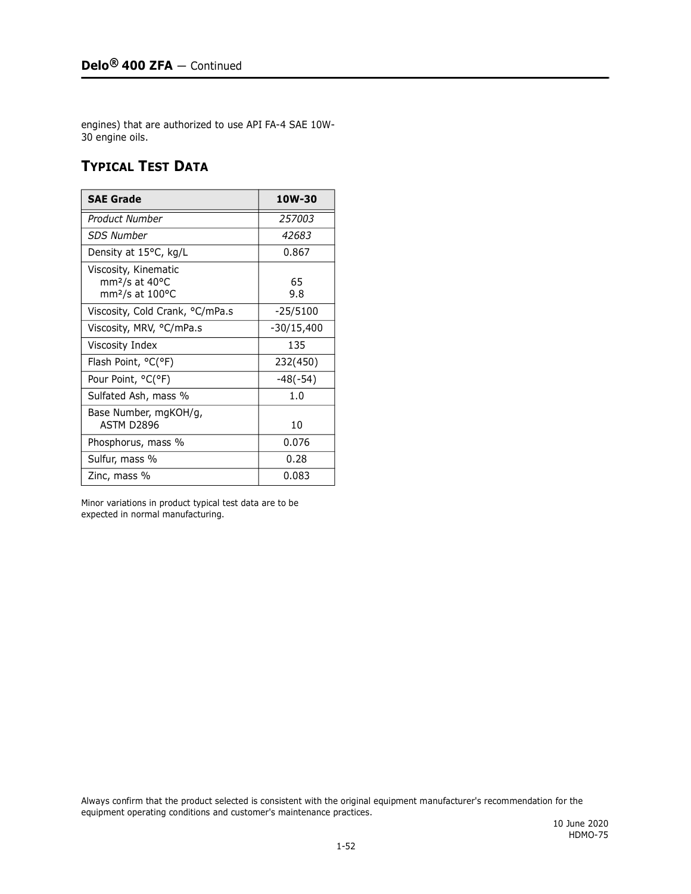engines) that are authorized to use API FA-4 SAE 10W-30 engine oils.

## Typical Test Data

| SAE Grade | 10W-30 |
|---|---|
| *Product Number* | *257003* |
| *SDS Number* | *42683* |
| Density at 15°C, kg/L | 0.867 |
| Viscosity, Kinematic<br>mm²/s at 40°C<br>mm²/s at 100°C | <br>65<br>9.8 |
| Viscosity, Cold Crank, °C/mPa.s | -25/5100 |
| Viscosity, MRV, °C/mPa.s | -30/15,400 |
| Viscosity Index | 135 |
| Flash Point, °C(°F) | 232(450) |
| Pour Point, °C(°F) | -48(-54) |
| Sulfated Ash, mass % | 1.0 |
| Base Number, mgKOH/g, ASTM D2896 | 10 |
| Phosphorus, mass % | 0.076 |
| Sulfur, mass % | 0.28 |
| Zinc, mass % | 0.083 |

Minor variations in product typical test data are to be expected in normal manufacturing.

Always confirm that the product selected is consistent with the original equipment manufacturer's recommendation for the equipment operating conditions and customer's maintenance practices.

10 June 2020
HDMO-75